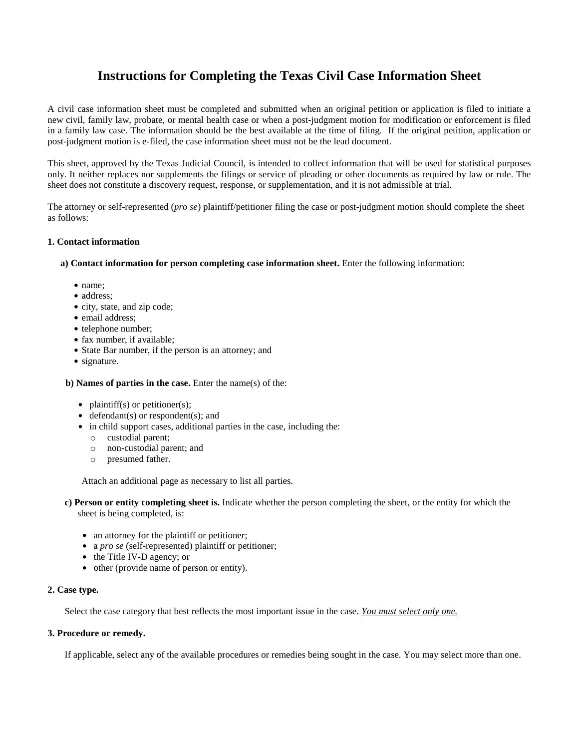# Instructions for Completing the Texas Civil Case Information Sheet

A civil case information sheet must be completed and submitted when an original petition or application is filed to initiate a new civil, family law, probate, or mental health case or when a post-judgment motion for modification or enforcement is filed in a family law case. The information should be the best available at the time of filing. If the original petition, application or post-judgment motion is e-filed, the case information sheet must not be the lead document.

This sheet, approved by the Texas Judicial Council, is intended to collect information that will be used for statistical purposes only. It neither replaces nor supplements the filings or service of pleading or other documents as required by law or rule. The sheet does not constitute a discovery request, response, or supplementation, and it is not admissible at trial.

The attorney or self-represented (*pro se*) plaintiff/petitioner filing the case or post-judgment motion should complete the sheet as follows:

**1. Contact information**

**a) Contact information for person completing case information sheet.** Enter the following information:

- name;
- address;
- city, state, and zip code;
- email address;
- telephone number;
- fax number, if available;
- State Bar number, if the person is an attorney; and
- signature.

**b) Names of parties in the case.** Enter the name(s) of the:

- plaintiff(s) or petitioner(s);
- defendant(s) or respondent(s); and
- in child support cases, additional parties in the case, including the:
  - custodial parent;
  - non-custodial parent; and
  - presumed father.

Attach an additional page as necessary to list all parties.

**c) Person or entity completing sheet is.** Indicate whether the person completing the sheet, or the entity for which the sheet is being completed, is:

- an attorney for the plaintiff or petitioner;
- a *pro se* (self-represented) plaintiff or petitioner;
- the Title IV-D agency; or
- other (provide name of person or entity).

**2. Case type.**

Select the case category that best reflects the most important issue in the case. ***You must select only one.***

**3. Procedure or remedy.**

If applicable, select any of the available procedures or remedies being sought in the case. You may select more than one.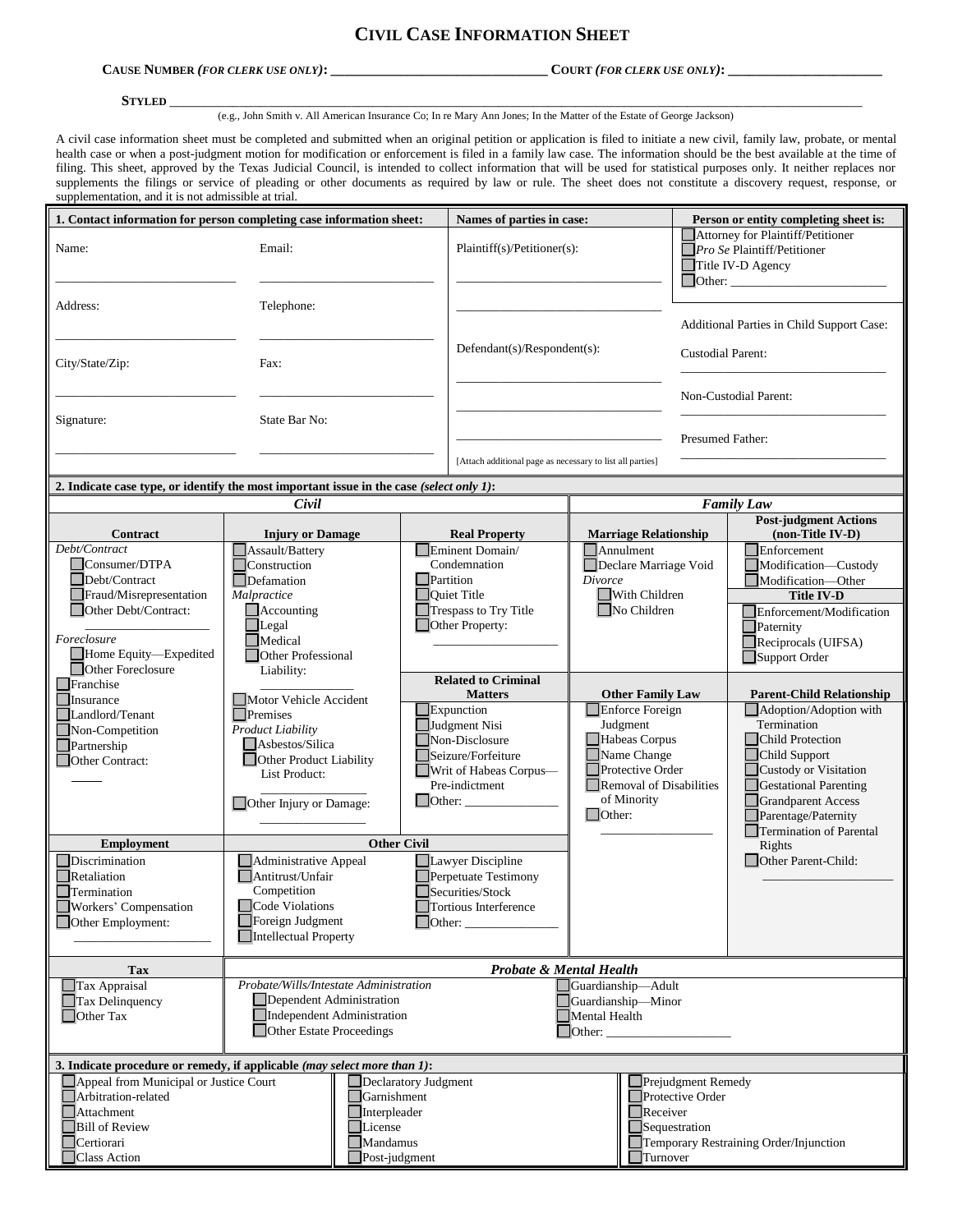# CIVIL CASE INFORMATION SHEET

**CAUSE NUMBER *(FOR CLERK USE ONLY)*:** ______________________________ **COURT *(FOR CLERK USE ONLY)*:** ______________________

**STYLED** ______________________________________________________________________________________________

(e.g., John Smith v. All American Insurance Co; In re Mary Ann Jones; In the Matter of the Estate of George Jackson)

A civil case information sheet must be completed and submitted when an original petition or application is filed to initiate a new civil, family law, probate, or mental health case or when a post-judgment motion for modification or enforcement is filed in a family law case. The information should be the best available at the time of filing. This sheet, approved by the Texas Judicial Council, is intended to collect information that will be used for statistical purposes only. It neither replaces nor supplements the filings or service of pleading or other documents as required by law or rule. The sheet does not constitute a discovery request, response, or supplementation, and it is not admissible at trial.

| 1. Contact information for person completing case information sheet: | | Names of parties in case: | Person or entity completing sheet is: |
|---|---|---|---|
| Name: ______________ | Email: ______________ | Plaintiff(s)/Petitioner(s): ______________ ______________ | ☐ Attorney for Plaintiff/Petitioner ☐ *Pro Se* Plaintiff/Petitioner ☐ Title IV-D Agency ☐ Other: ______________ |
| Address: ______________ | Telephone: ______________ | | Additional Parties in Child Support Case: |
| City/State/Zip: ______________ | Fax: ______________ | Defendant(s)/Respondent(s): ______________ ______________ ______________ | Custodial Parent: ______________ |
| Signature: ______________ | State Bar No: ______________ | [Attach additional page as necessary to list all parties] | Non-Custodial Parent: ______________ Presumed Father: ______________ |

**2. Indicate case type, or identify the most important issue in the case *(select only 1)*:**

***Civil***

| Contract | Injury or Damage | Real Property |
|---|---|---|
| *Debt/Contract* ☐ Consumer/DTPA ☐ Debt/Contract ☐ Fraud/Misrepresentation ☐ Other Debt/Contract: ______________ *Foreclosure* ☐ Home Equity—Expedited ☐ Other Foreclosure ☐ Franchise ☐ Insurance ☐ Landlord/Tenant ☐ Non-Competition ☐ Partnership ☐ Other Contract: ____ | ☐ Assault/Battery ☐ Construction ☐ Defamation *Malpractice* ☐ Accounting ☐ Legal ☐ Medical ☐ Other Professional Liability: ______________ ☐ Motor Vehicle Accident ☐ Premises *Product Liability* ☐ Asbestos/Silica ☐ Other Product Liability List Product: ______________ ☐ Other Injury or Damage: ______________ | ☐ Eminent Domain/ Condemnation ☐ Partition ☐ Quiet Title ☐ Trespass to Try Title ☐ Other Property: ______________ **Related to Criminal Matters** ☐ Expunction ☐ Judgment Nisi ☐ Non-Disclosure ☐ Seizure/Forfeiture ☐ Writ of Habeas Corpus—Pre-indictment ☐ Other: ______________ |

| Employment | Other Civil | |
|---|---|---|
| ☐ Discrimination ☐ Retaliation ☐ Termination ☐ Workers' Compensation ☐ Other Employment: ______________ | ☐ Administrative Appeal ☐ Antitrust/Unfair Competition ☐ Code Violations ☐ Foreign Judgment ☐ Intellectual Property | ☐ Lawyer Discipline ☐ Perpetuate Testimony ☐ Securities/Stock ☐ Tortious Interference ☐ Other: ______________ |

***Family Law***

| Marriage Relationship | Post-judgment Actions (non-Title IV-D) |
|---|---|
| ☐ Annulment ☐ Declare Marriage Void *Divorce* ☐ With Children ☐ No Children | ☐ Enforcement ☐ Modification—Custody ☐ Modification—Other **Title IV-D** ☐ Enforcement/Modification ☐ Paternity ☐ Reciprocals (UIFSA) ☐ Support Order |

| Other Family Law | Parent-Child Relationship |
|---|---|
| ☐ Enforce Foreign Judgment ☐ Habeas Corpus ☐ Name Change ☐ Protective Order ☐ Removal of Disabilities of Minority ☐ Other: ______________ | ☐ Adoption/Adoption with Termination ☐ Child Protection ☐ Child Support ☐ Custody or Visitation ☐ Gestational Parenting ☐ Grandparent Access ☐ Parentage/Paternity ☐ Termination of Parental Rights ☐ Other Parent-Child: ______________ |

| Tax | *Probate & Mental Health* | |
|---|---|---|
| ☐ Tax Appraisal ☐ Tax Delinquency ☐ Other Tax | *Probate/Wills/Intestate Administration* ☐ Dependent Administration ☐ Independent Administration ☐ Other Estate Proceedings | ☐ Guardianship—Adult ☐ Guardianship—Minor ☐ Mental Health ☐ Other: ______________ |

**3. Indicate procedure or remedy, if applicable *(may select more than 1)*:**

| | | |
|---|---|---|
| ☐ Appeal from Municipal or Justice Court | ☐ Declaratory Judgment | ☐ Prejudgment Remedy |
| ☐ Arbitration-related | ☐ Garnishment | ☐ Protective Order |
| ☐ Attachment | ☐ Interpleader | ☐ Receiver |
| ☐ Bill of Review | ☐ License | ☐ Sequestration |
| ☐ Certiorari | ☐ Mandamus | ☐ Temporary Restraining Order/Injunction |
| ☐ Class Action | ☐ Post-judgment | ☐ Turnover |